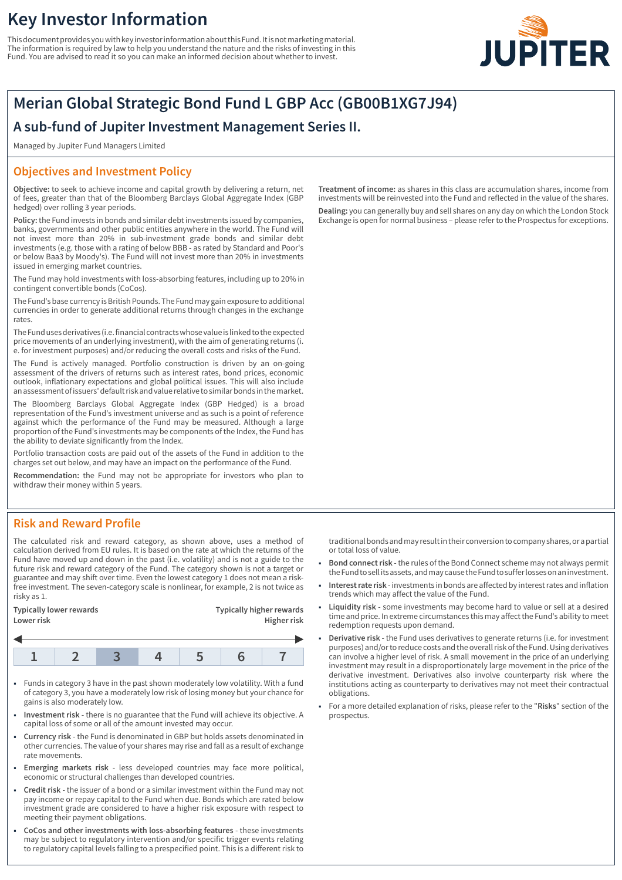# Key Investor Information

This document provides you with key investor information about this Fund. It is not marketing material. The information is required by law to help you understand the nature and the risks of investing in this Fund. You are advised to read it so you can make an informed decision about whether to invest.

JUPITER

## Merian Global Strategic Bond Fund L GBP Acc (GB00B1XG7J94)

### A sub-fund of Jupiter Investment Management Series II.

Managed by Jupiter Fund Managers Limited

## Objectives and Investment Policy

**Objective:** to seek to achieve income and capital growth by delivering a return, net of fees, greater than that of the Bloomberg Barclays Global Aggregate Index (GBP hedged) over rolling 3 year periods.

**Policy:** the Fund invests in bonds and similar debt investments issued by companies, banks, governments and other public entities anywhere in the world. The Fund will not invest more than 20% in sub-investment grade bonds and similar debt investments (e.g. those with a rating of below BBB - as rated by Standard and Poor's or below Baa3 by Moody's). The Fund will not invest more than 20% in investments issued in emerging market countries.

The Fund may hold investments with loss-absorbing features, including up to 20% in contingent convertible bonds (CoCos).

The Fund's base currency is British Pounds. The Fund may gain exposure to additional currencies in order to generate additional returns through changes in the exchange rates.

The Fund uses derivatives (i.e. financial contracts whose value is linked to the expected price movements of an underlying investment), with the aim of generating returns (i. e. for investment purposes) and/or reducing the overall costs and risks of the Fund.

The Fund is actively managed. Portfolio construction is driven by an on-going assessment of the drivers of returns such as interest rates, bond prices, economic outlook, inflationary expectations and global political issues. This will also include an assessment of issuers' default risk and value relative to similar bonds in the market.

The Bloomberg Barclays Global Aggregate Index (GBP Hedged) is a broad representation of the Fund's investment universe and as such is a point of reference against which the performance of the Fund may be measured. Although a large proportion of the Fund's investments may be components of the Index, the Fund has the ability to deviate significantly from the Index.

Portfolio transaction costs are paid out of the assets of the Fund in addition to the charges set out below, and may have an impact on the performance of the Fund.

**Recommendation:** the Fund may not be appropriate for investors who plan to withdraw their money within 5 years.

**Treatment of income:** as shares in this class are accumulation shares, income from investments will be reinvested into the Fund and reflected in the value of the shares.

**Dealing:** you can generally buy and sell shares on any day on which the London Stock Exchange is open for normal business – please refer to the Prospectus for exceptions.

## Risk and Reward Profile

The calculated risk and reward category, as shown above, uses a method of calculation derived from EU rules. It is based on the rate at which the returns of the Fund have moved up and down in the past (i.e. volatility) and is not a guide to the future risk and reward category of the Fund. The category shown is not a target or guarantee and may shift over time. Even the lowest category 1 does not mean a risk-free investment. The seven-category scale is nonlinear, for example, 2 is not twice as risky as 1.

**Typically lower rewards** / **Lower risk** — **Typically higher rewards** / **Higher risk**

| 1 | 2 | **3** | 4 | 5 | 6 | 7 |
|---|---|---|---|---|---|---|

- Funds in category 3 have in the past shown moderately low volatility. With a fund of category 3, you have a moderately low risk of losing money but your chance for gains is also moderately low.
- **Investment risk** - there is no guarantee that the Fund will achieve its objective. A capital loss of some or all of the amount invested may occur.
- **Currency risk** - the Fund is denominated in GBP but holds assets denominated in other currencies. The value of your shares may rise and fall as a result of exchange rate movements.
- **Emerging markets risk** - less developed countries may face more political, economic or structural challenges than developed countries.
- **Credit risk** - the issuer of a bond or a similar investment within the Fund may not pay income or repay capital to the Fund when due. Bonds which are rated below investment grade are considered to have a higher risk exposure with respect to meeting their payment obligations.
- **CoCos and other investments with loss-absorbing features** - these investments may be subject to regulatory intervention and/or specific trigger events relating to regulatory capital levels falling to a prespecified point. This is a different risk to traditional bonds and may result in their conversion to company shares, or a partial or total loss of value.
- **Bond connect risk** - the rules of the Bond Connect scheme may not always permit the Fund to sell its assets, and may cause the Fund to suffer losses on an investment.
- **Interest rate risk** - investments in bonds are affected by interest rates and inflation trends which may affect the value of the Fund.
- **Liquidity risk** - some investments may become hard to value or sell at a desired time and price. In extreme circumstances this may affect the Fund's ability to meet redemption requests upon demand.
- **Derivative risk** - the Fund uses derivatives to generate returns (i.e. for investment purposes) and/or to reduce costs and the overall risk of the Fund. Using derivatives can involve a higher level of risk. A small movement in the price of an underlying investment may result in a disproportionately large movement in the price of the derivative investment. Derivatives also involve counterparty risk where the institutions acting as counterparty to derivatives may not meet their contractual obligations.
- For a more detailed explanation of risks, please refer to the "**Risks**" section of the prospectus.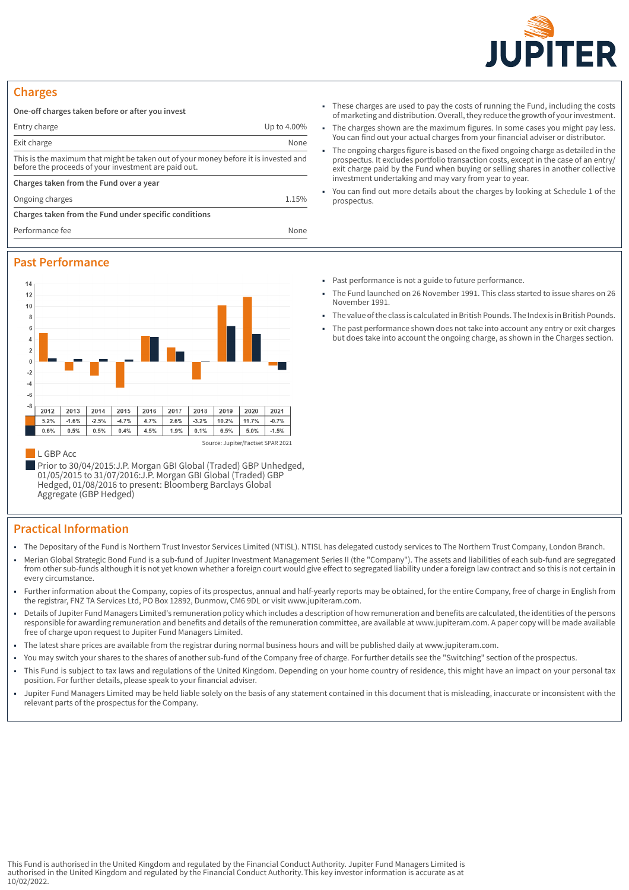## Charges

**One-off charges taken before or after you invest**

| | |
|---|---|
| Entry charge | Up to 4.00% |
| Exit charge | None |

This is the maximum that might be taken out of your money before it is invested and before the proceeds of your investment are paid out.

**Charges taken from the Fund over a year**

| | |
|---|---|
| Ongoing charges | 1.15% |

**Charges taken from the Fund under specific conditions**

| | |
|---|---|
| Performance fee | None |

- These charges are used to pay the costs of running the Fund, including the costs of marketing and distribution. Overall, they reduce the growth of your investment.
- The charges shown are the maximum figures. In some cases you might pay less. You can find out your actual charges from your financial adviser or distributor.
- The ongoing charges figure is based on the fixed ongoing charge as detailed in the prospectus. It excludes portfolio transaction costs, except in the case of an entry/exit charge paid by the Fund when buying or selling shares in another collective investment undertaking and may vary from year to year.
- You can find out more details about the charges by looking at Schedule 1 of the prospectus.

## Past Performance

14
12
10
8
6
4
2
0
-2
-4
-6
-8

2012 2013 2014 2015 2016 2017 2018 2019 2020 2021

5.2% -1.6% -2.5% -4.7% 4.7% 2.6% -3.2% 10.2% 11.7% -0.7%

0.6% 0.5% 0.5% 0.4% 4.5% 1.9% 0.1% 6.5% 5.0% -1.5%

Source: Jupiter/Factset SPAR 2021

L GBP Acc

Prior to 30/04/2015:J.P. Morgan GBI Global (Traded) GBP Unhedged, 01/05/2015 to 31/07/2016:J.P. Morgan GBI Global (Traded) GBP Hedged, 01/08/2016 to present: Bloomberg Barclays Global Aggregate (GBP Hedged)

- Past performance is not a guide to future performance.
- The Fund launched on 26 November 1991. This class started to issue shares on 26 November 1991.
- The value of the class is calculated in British Pounds. The Index is in British Pounds.
- The past performance shown does not take into account any entry or exit charges but does take into account the ongoing charge, as shown in the Charges section.

## Practical Information

- The Depositary of the Fund is Northern Trust Investor Services Limited (NTISL). NTISL has delegated custody services to The Northern Trust Company, London Branch.
- Merian Global Strategic Bond Fund is a sub-fund of Jupiter Investment Management Series II (the "Company"). The assets and liabilities of each sub-fund are segregated from other sub-funds although it is not yet known whether a foreign court would give effect to segregated liability under a foreign law contract and so this is not certain in every circumstance.
- Further information about the Company, copies of its prospectus, annual and half-yearly reports may be obtained, for the entire Company, free of charge in English from the registrar, FNZ TA Services Ltd, PO Box 12892, Dunmow, CM6 9DL or visit www.jupiteram.com.
- Details of Jupiter Fund Managers Limited's remuneration policy which includes a description of how remuneration and benefits are calculated, the identities of the persons responsible for awarding remuneration and benefits and details of the remuneration committee, are available at www.jupiteram.com. A paper copy will be made available free of charge upon request to Jupiter Fund Managers Limited.
- The latest share prices are available from the registrar during normal business hours and will be published daily at www.jupiteram.com.
- You may switch your shares to the shares of another sub-fund of the Company free of charge. For further details see the "Switching" section of the prospectus.
- This Fund is subject to tax laws and regulations of the United Kingdom. Depending on your home country of residence, this might have an impact on your personal tax position. For further details, please speak to your financial adviser.
- Jupiter Fund Managers Limited may be held liable solely on the basis of any statement contained in this document that is misleading, inaccurate or inconsistent with the relevant parts of the prospectus for the Company.

This Fund is authorised in the United Kingdom and regulated by the Financial Conduct Authority. Jupiter Fund Managers Limited is authorised in the United Kingdom and regulated by the Financial Conduct Authority. This key investor information is accurate as at 10/02/2022.